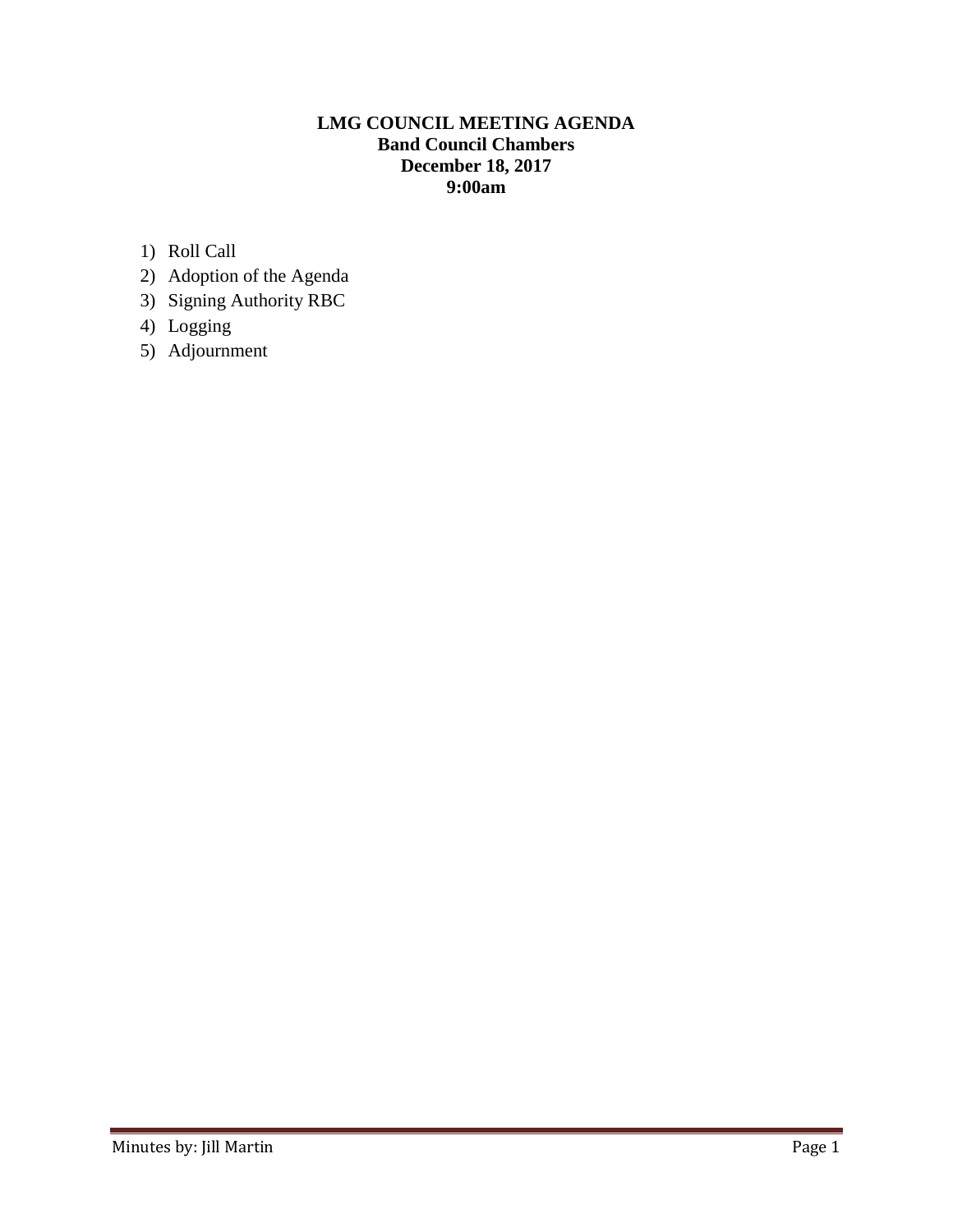**LMG COUNCIL MEETING AGENDA**
**Band Council Chambers**
**December 18, 2017**
**9:00am**

1) Roll Call
2) Adoption of the Agenda
3) Signing Authority RBC
4) Logging
5) Adjournment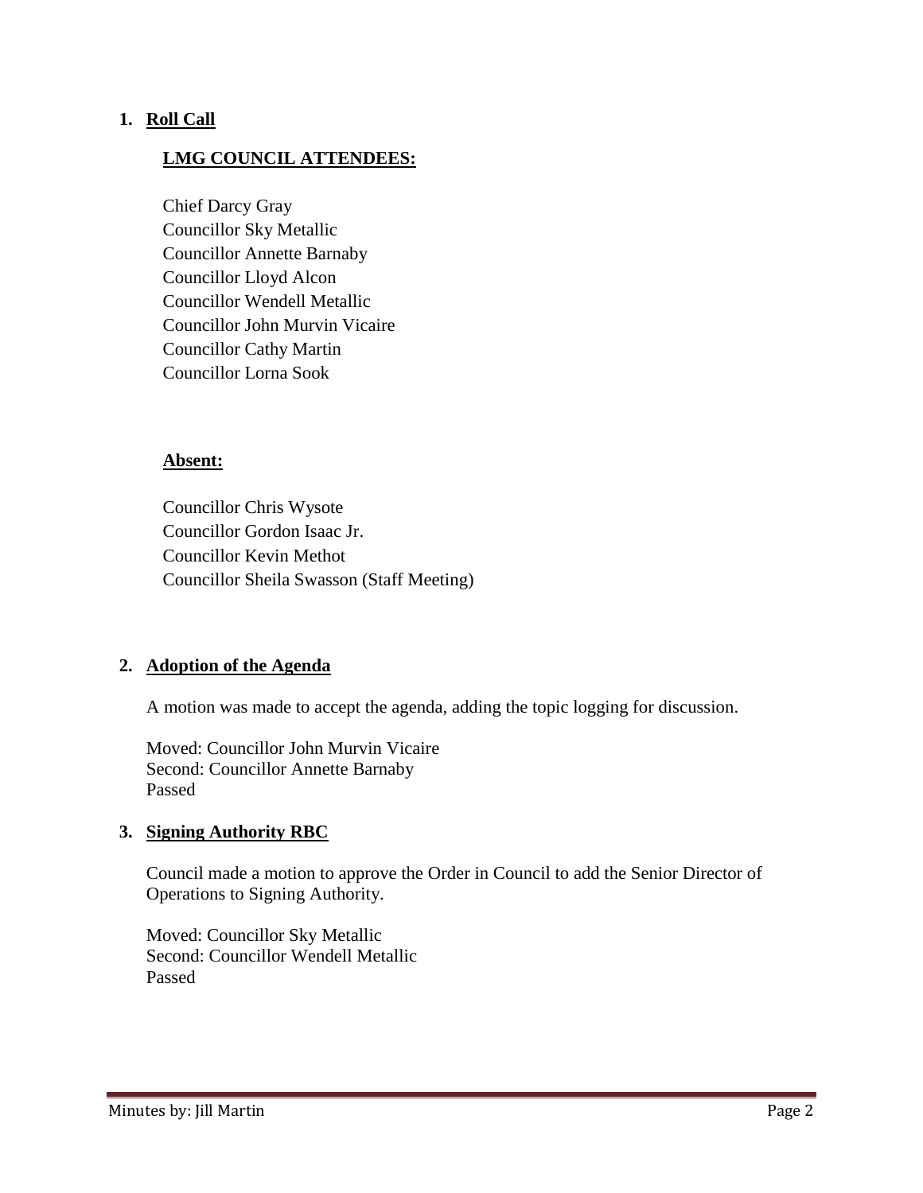1. **Roll Call**

   **LMG COUNCIL ATTENDEES:**

   Chief Darcy Gray
   Councillor Sky Metallic
   Councillor Annette Barnaby
   Councillor Lloyd Alcon
   Councillor Wendell Metallic
   Councillor John Murvin Vicaire
   Councillor Cathy Martin
   Councillor Lorna Sook

   **Absent:**

   Councillor Chris Wysote
   Councillor Gordon Isaac Jr.
   Councillor Kevin Methot
   Councillor Sheila Swasson (Staff Meeting)

2. **Adoption of the Agenda**

   A motion was made to accept the agenda, adding the topic logging for discussion.

   Moved: Councillor John Murvin Vicaire
   Second: Councillor Annette Barnaby
   Passed

3. **Signing Authority RBC**

   Council made a motion to approve the Order in Council to add the Senior Director of Operations to Signing Authority.

   Moved: Councillor Sky Metallic
   Second: Councillor Wendell Metallic
   Passed

Minutes by: Jill Martin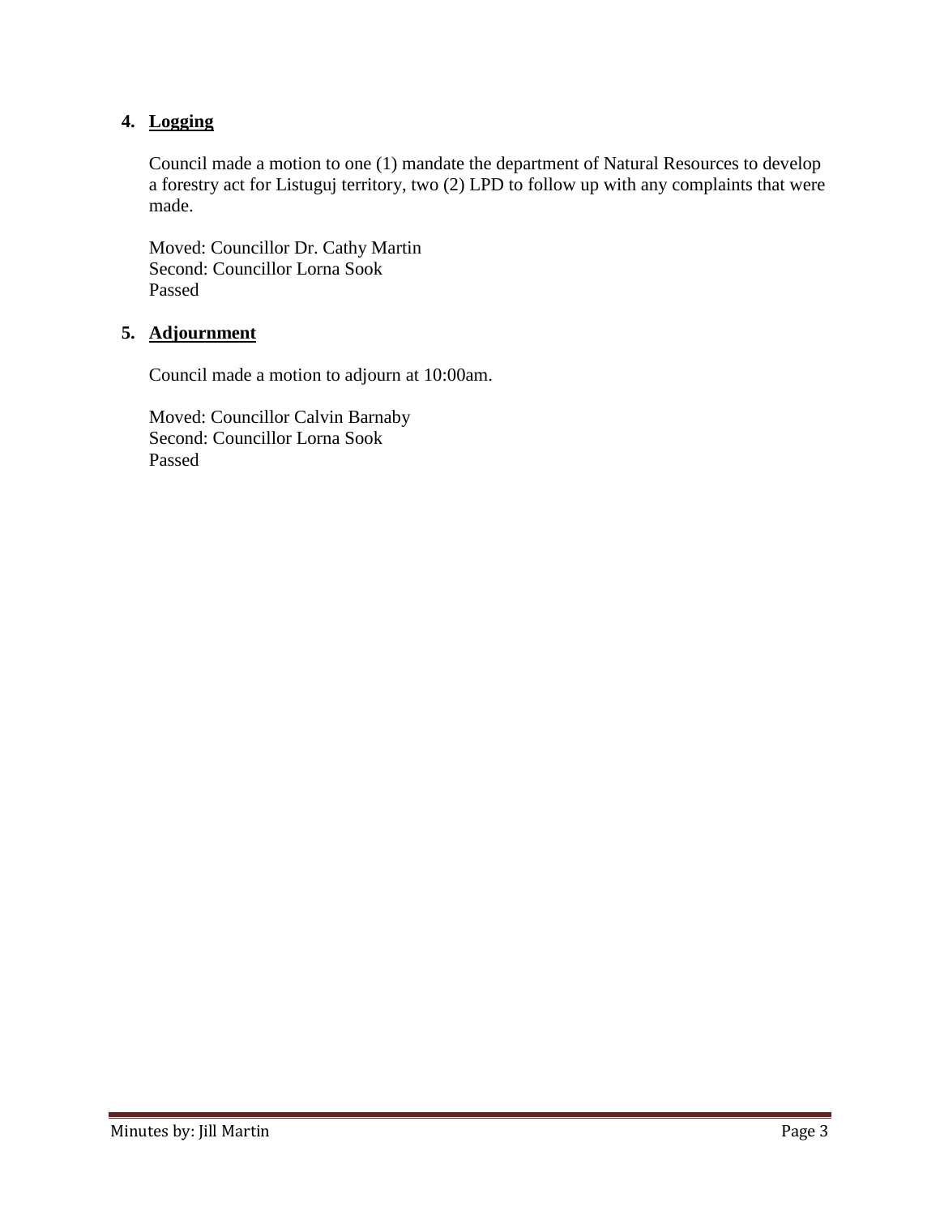## 4. Logging

Council made a motion to one (1) mandate the department of Natural Resources to develop a forestry act for Listuguj territory, two (2) LPD to follow up with any complaints that were made.

Moved: Councillor Dr. Cathy Martin
Second: Councillor Lorna Sook
Passed

## 5. Adjournment

Council made a motion to adjourn at 10:00am.

Moved: Councillor Calvin Barnaby
Second: Councillor Lorna Sook
Passed